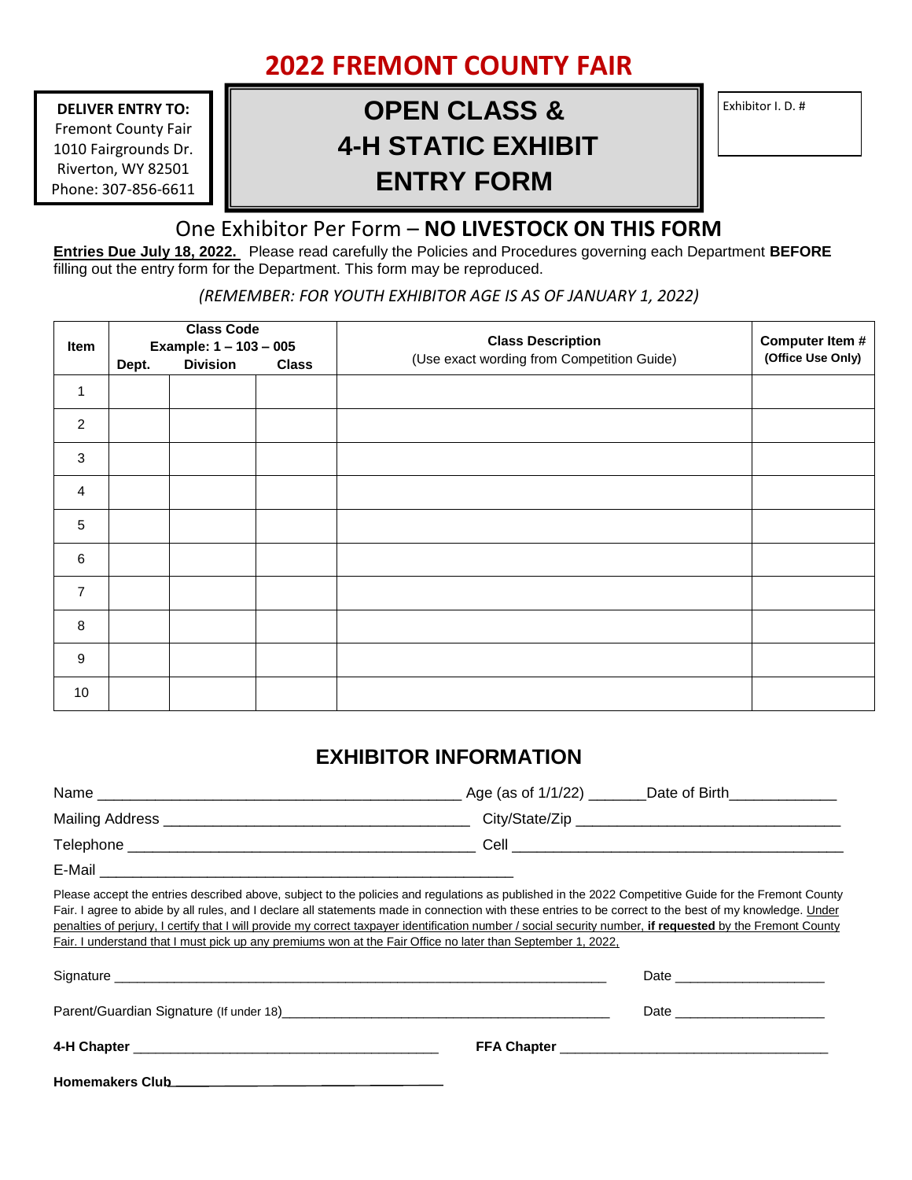# 2022 FREMONT COUNTY FAIR

**DELIVER ENTRY TO:**
Fremont County Fair
1010 Fairgrounds Dr.
Riverton, WY 82501
Phone: 307-856-6611

## OPEN CLASS & 4-H STATIC EXHIBIT ENTRY FORM

Exhibitor I. D. #

One Exhibitor Per Form – **NO LIVESTOCK ON THIS FORM**

**Entries Due July 18, 2022.** Please read carefully the Policies and Procedures governing each Department **BEFORE** filling out the entry form for the Department. This form may be reproduced.

*(REMEMBER: FOR YOUTH EXHIBITOR AGE IS AS OF JANUARY 1, 2022)*

| Item | Class Code Example: 1 – 103 – 005 | | | Class Description (Use exact wording from Competition Guide) | Computer Item # (Office Use Only) |
|---|---|---|---|---|---|
| | Dept. | Division | Class | | |
| 1 | | | | | |
| 2 | | | | | |
| 3 | | | | | |
| 4 | | | | | |
| 5 | | | | | |
| 6 | | | | | |
| 7 | | | | | |
| 8 | | | | | |
| 9 | | | | | |
| 10 | | | | | |

## EXHIBITOR INFORMATION

Name ____________________________________________ Age (as of 1/1/22) _______Date of Birth_____________

Mailing Address ____________________________________ City/State/Zip _______________________________

Telephone ___________________________________________ Cell ________________________________________

E-Mail ___________________________________________________

Please accept the entries described above, subject to the policies and regulations as published in the 2022 Competitive Guide for the Fremont County Fair. I agree to abide by all rules, and I declare all statements made in connection with these entries to be correct to the best of my knowledge. Under penalties of perjury, I certify that I will provide my correct taxpayer identification number / social security number, **if requested** by the Fremont County Fair. I understand that I must pick up any premiums won at the Fair Office no later than September 1, 2022.

Signature ____________________________________________________________________ Date ____________________

Parent/Guardian Signature (If under 18)_____________________________________________ Date ____________________

**4-H Chapter** _________________________________________ **FFA Chapter** ___________________________________

**Homemakers Club**________________________________________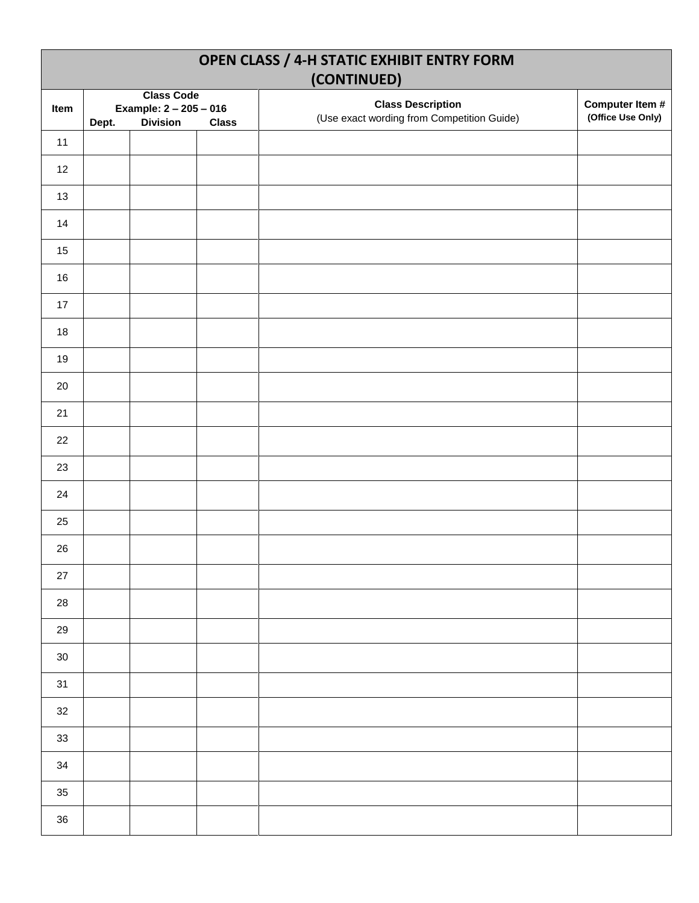# OPEN CLASS / 4-H STATIC EXHIBIT ENTRY FORM (CONTINUED)

| Item | Class Code Example: 2 – 205 – 016 Dept. | Division | Class | Class Description (Use exact wording from Competition Guide) | Computer Item # (Office Use Only) |
|---|---|---|---|---|---|
| 11 | | | | | |
| 12 | | | | | |
| 13 | | | | | |
| 14 | | | | | |
| 15 | | | | | |
| 16 | | | | | |
| 17 | | | | | |
| 18 | | | | | |
| 19 | | | | | |
| 20 | | | | | |
| 21 | | | | | |
| 22 | | | | | |
| 23 | | | | | |
| 24 | | | | | |
| 25 | | | | | |
| 26 | | | | | |
| 27 | | | | | |
| 28 | | | | | |
| 29 | | | | | |
| 30 | | | | | |
| 31 | | | | | |
| 32 | | | | | |
| 33 | | | | | |
| 34 | | | | | |
| 35 | | | | | |
| 36 | | | | | |